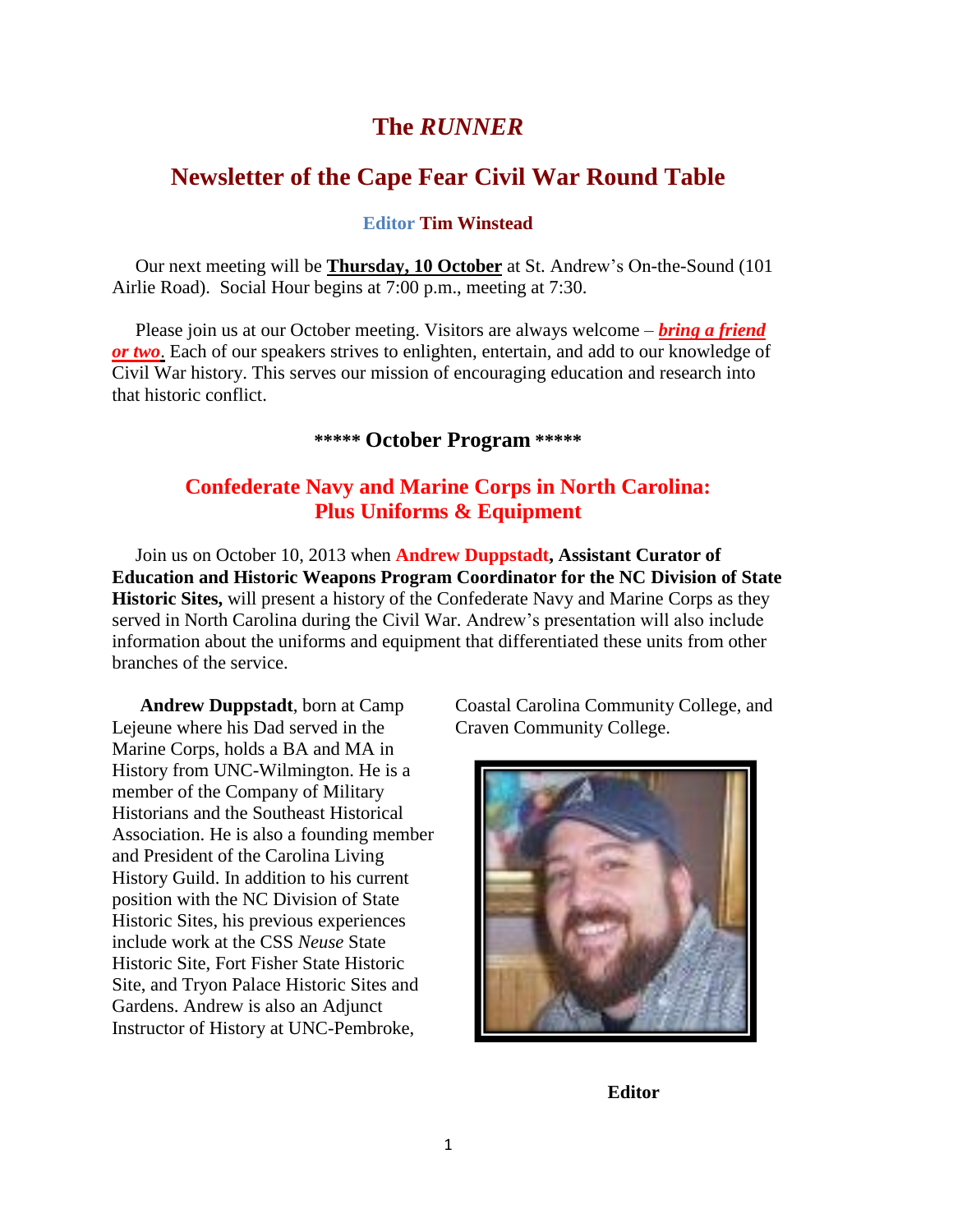# The *RUNNER*

## Newsletter of the Cape Fear Civil War Round Table

**Editor Tim Winstead**

Our next meeting will be **Thursday, 10 October** at St. Andrew's On-the-Sound (101 Airlie Road). Social Hour begins at 7:00 p.m., meeting at 7:30.

Please join us at our October meeting. Visitors are always welcome – ***bring a friend or two***. Each of our speakers strives to enlighten, entertain, and add to our knowledge of Civil War history. This serves our mission of encouraging education and research into that historic conflict.

### ***** October Program *****

### Confederate Navy and Marine Corps in North Carolina: Plus Uniforms & Equipment

Join us on October 10, 2013 when **Andrew Duppstadt, Assistant Curator of Education and Historic Weapons Program Coordinator for the NC Division of State Historic Sites,** will present a history of the Confederate Navy and Marine Corps as they served in North Carolina during the Civil War. Andrew's presentation will also include information about the uniforms and equipment that differentiated these units from other branches of the service.

**Andrew Duppstadt**, born at Camp Lejeune where his Dad served in the Marine Corps, holds a BA and MA in History from UNC-Wilmington. He is a member of the Company of Military Historians and the Southeast Historical Association. He is also a founding member and President of the Carolina Living History Guild. In addition to his current position with the NC Division of State Historic Sites, his previous experiences include work at the CSS *Neuse* State Historic Site, Fort Fisher State Historic Site, and Tryon Palace Historic Sites and Gardens. Andrew is also an Adjunct Instructor of History at UNC-Pembroke, Coastal Carolina Community College, and Craven Community College.

**Editor**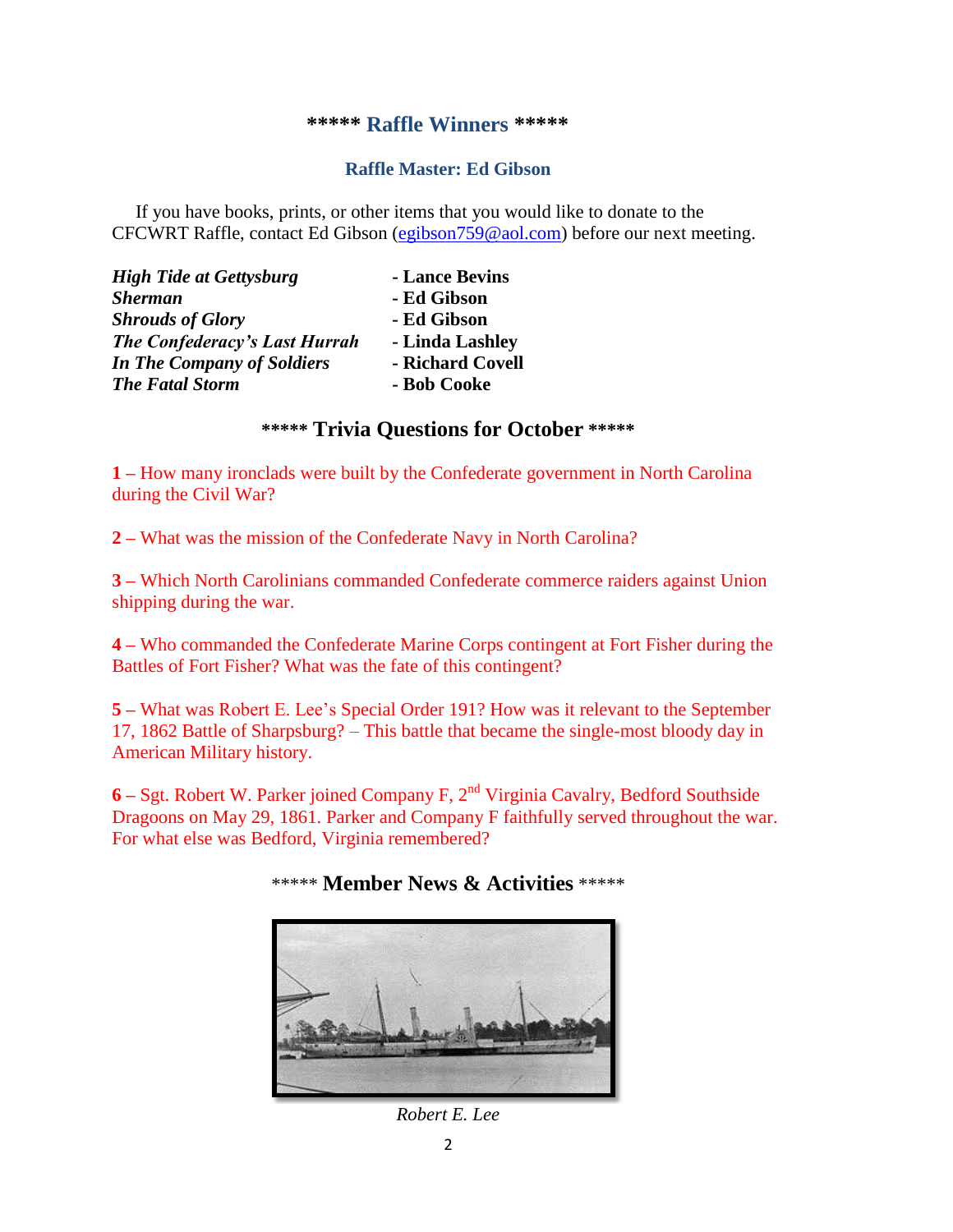## ***** Raffle Winners *****

### Raffle Master: Ed Gibson

If you have books, prints, or other items that you would like to donate to the CFCWRT Raffle, contact Ed Gibson (egibson759@aol.com) before our next meeting.

***High Tide at Gettysburg*** - **Lance Bevins**
***Sherman*** - **Ed Gibson**
***Shrouds of Glory*** - **Ed Gibson**
***The Confederacy's Last Hurrah*** - **Linda Lashley**
***In The Company of Soldiers*** - **Richard Covell**
***The Fatal Storm*** - **Bob Cooke**

## ***** Trivia Questions for October *****

**1 –** How many ironclads were built by the Confederate government in North Carolina during the Civil War?

**2 –** What was the mission of the Confederate Navy in North Carolina?

**3 –** Which North Carolinians commanded Confederate commerce raiders against Union shipping during the war.

**4 –** Who commanded the Confederate Marine Corps contingent at Fort Fisher during the Battles of Fort Fisher? What was the fate of this contingent?

**5 –** What was Robert E. Lee's Special Order 191? How was it relevant to the September 17, 1862 Battle of Sharpsburg? – This battle that became the single-most bloody day in American Military history.

**6 –** Sgt. Robert W. Parker joined Company F, 2nd Virginia Cavalry, Bedford Southside Dragoons on May 29, 1861. Parker and Company F faithfully served throughout the war. For what else was Bedford, Virginia remembered?

## ***** Member News & Activities *****

*Robert E. Lee*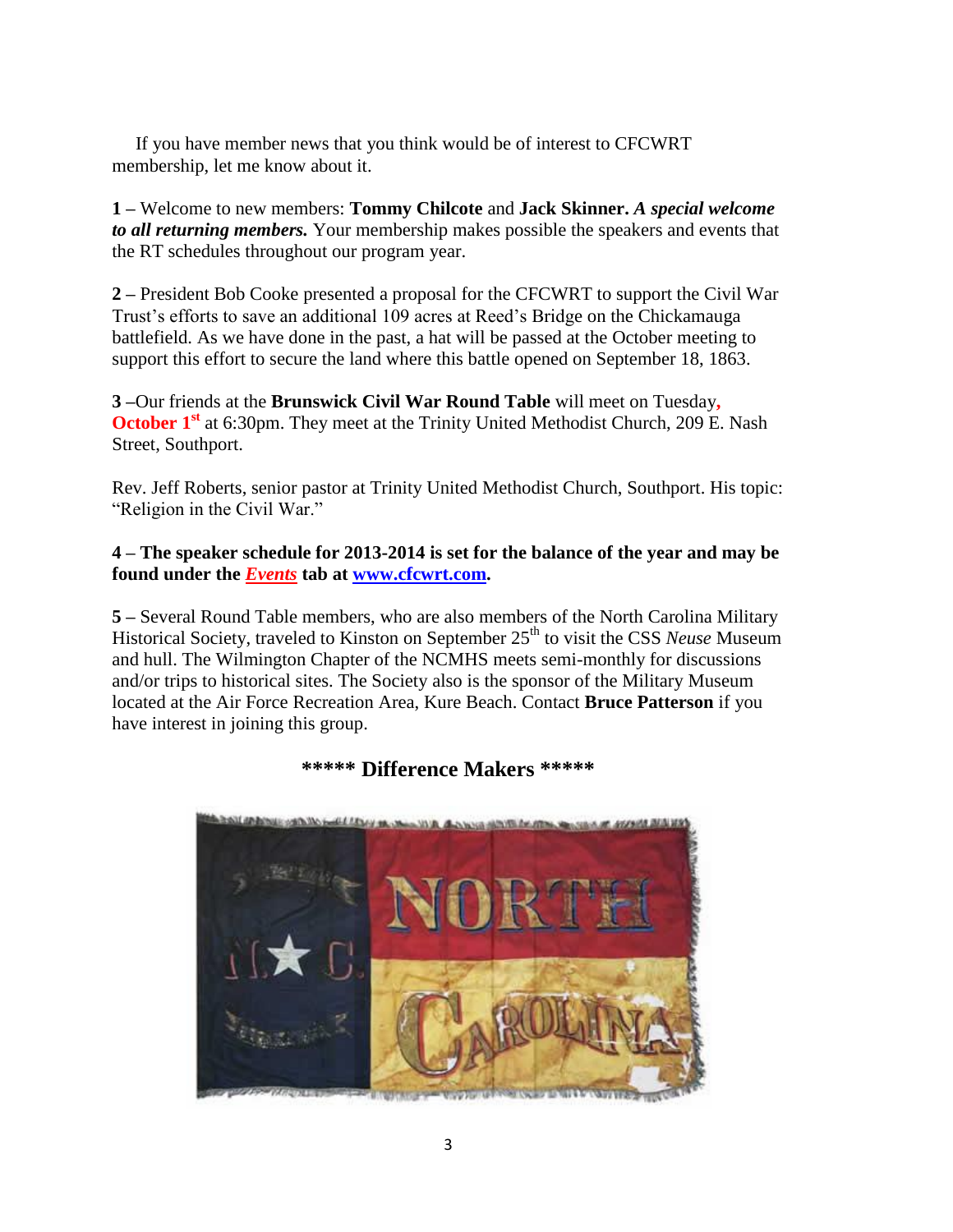If you have member news that you think would be of interest to CFCWRT membership, let me know about it.

**1 –** Welcome to new members: **Tommy Chilcote** and **Jack Skinner.** ***A special welcome to all returning members.*** Your membership makes possible the speakers and events that the RT schedules throughout our program year.

**2 –** President Bob Cooke presented a proposal for the CFCWRT to support the Civil War Trust's efforts to save an additional 109 acres at Reed's Bridge on the Chickamauga battlefield. As we have done in the past, a hat will be passed at the October meeting to support this effort to secure the land where this battle opened on September 18, 1863.

**3 –**Our friends at the **Brunswick Civil War Round Table** will meet on Tuesday**, October 1st** at 6:30pm. They meet at the Trinity United Methodist Church, 209 E. Nash Street, Southport.

Rev. Jeff Roberts, senior pastor at Trinity United Methodist Church, Southport. His topic: "Religion in the Civil War."

**4 – The speaker schedule for 2013-2014 is set for the balance of the year and may be found under the *Events* tab at www.cfcwrt.com.**

**5 –** Several Round Table members, who are also members of the North Carolina Military Historical Society, traveled to Kinston on September 25th to visit the CSS *Neuse* Museum and hull. The Wilmington Chapter of the NCMHS meets semi-monthly for discussions and/or trips to historical sites. The Society also is the sponsor of the Military Museum located at the Air Force Recreation Area, Kure Beach. Contact **Bruce Patterson** if you have interest in joining this group.

## ***** Difference Makers *****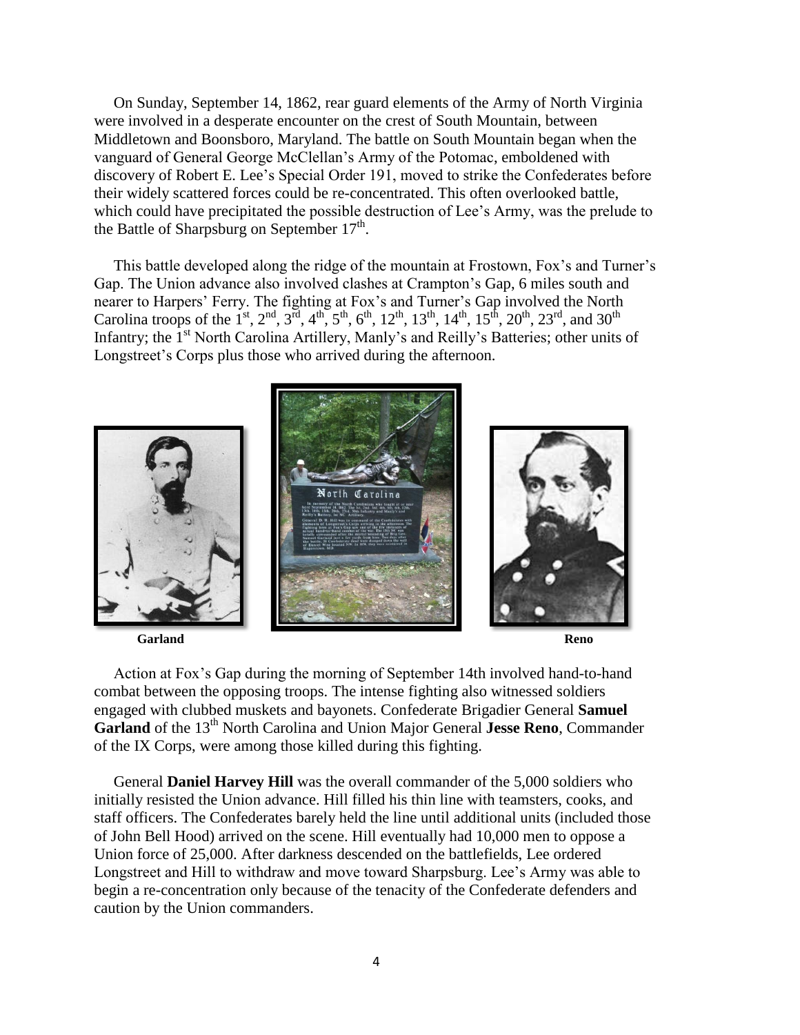On Sunday, September 14, 1862, rear guard elements of the Army of North Virginia were involved in a desperate encounter on the crest of South Mountain, between Middletown and Boonsboro, Maryland. The battle on South Mountain began when the vanguard of General George McClellan's Army of the Potomac, emboldened with discovery of Robert E. Lee's Special Order 191, moved to strike the Confederates before their widely scattered forces could be re-concentrated. This often overlooked battle, which could have precipitated the possible destruction of Lee's Army, was the prelude to the Battle of Sharpsburg on September 17th.

This battle developed along the ridge of the mountain at Frostown, Fox's and Turner's Gap. The Union advance also involved clashes at Crampton's Gap, 6 miles south and nearer to Harpers' Ferry. The fighting at Fox's and Turner's Gap involved the North Carolina troops of the 1st, 2nd, 3rd, 4th, 5th, 6th, 12th, 13th, 14th, 15th, 20th, 23rd, and 30th Infantry; the 1st North Carolina Artillery, Manly's and Reilly's Batteries; other units of Longstreet's Corps plus those who arrived during the afternoon.

**Garland** **Reno**

Action at Fox's Gap during the morning of September 14th involved hand-to-hand combat between the opposing troops. The intense fighting also witnessed soldiers engaged with clubbed muskets and bayonets. Confederate Brigadier General **Samuel Garland** of the 13th North Carolina and Union Major General **Jesse Reno**, Commander of the IX Corps, were among those killed during this fighting.

General **Daniel Harvey Hill** was the overall commander of the 5,000 soldiers who initially resisted the Union advance. Hill filled his thin line with teamsters, cooks, and staff officers. The Confederates barely held the line until additional units (included those of John Bell Hood) arrived on the scene. Hill eventually had 10,000 men to oppose a Union force of 25,000. After darkness descended on the battlefields, Lee ordered Longstreet and Hill to withdraw and move toward Sharpsburg. Lee's Army was able to begin a re-concentration only because of the tenacity of the Confederate defenders and caution by the Union commanders.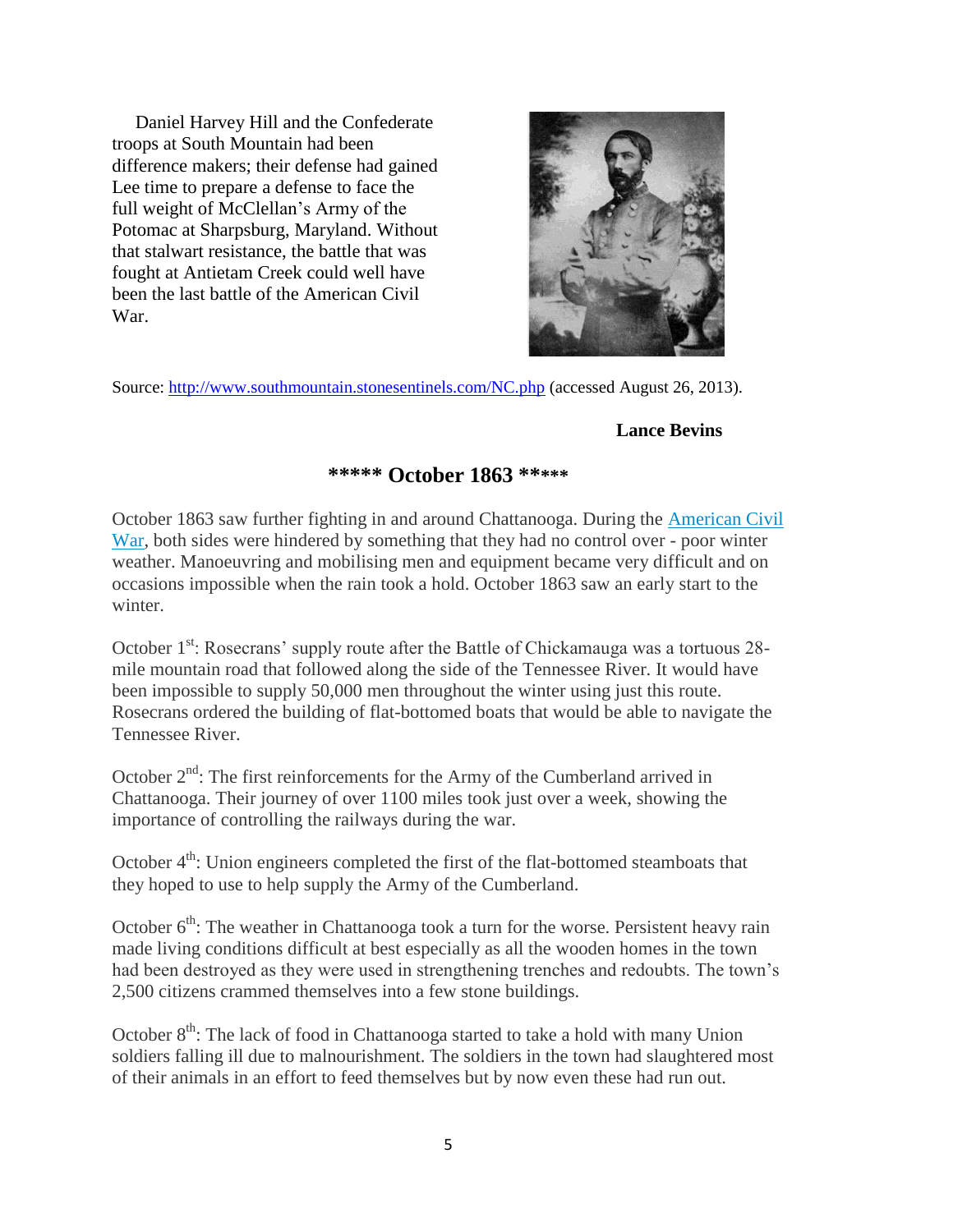Daniel Harvey Hill and the Confederate troops at South Mountain had been difference makers; their defense had gained Lee time to prepare a defense to face the full weight of McClellan's Army of the Potomac at Sharpsburg, Maryland. Without that stalwart resistance, the battle that was fought at Antietam Creek could well have been the last battle of the American Civil War.

Source: [http://www.southmountain.stonesentinels.com/NC.php](http://www.southmountain.stonesentinels.com/NC.php) (accessed August 26, 2013).

**Lance Bevins**

## ***** October 1863 *****

October 1863 saw further fighting in and around Chattanooga. During the [American Civil War](), both sides were hindered by something that they had no control over - poor winter weather. Manoeuvring and mobilising men and equipment became very difficult and on occasions impossible when the rain took a hold. October 1863 saw an early start to the winter.

October 1st: Rosecrans' supply route after the Battle of Chickamauga was a tortuous 28-mile mountain road that followed along the side of the Tennessee River. It would have been impossible to supply 50,000 men throughout the winter using just this route. Rosecrans ordered the building of flat-bottomed boats that would be able to navigate the Tennessee River.

October 2nd: The first reinforcements for the Army of the Cumberland arrived in Chattanooga. Their journey of over 1100 miles took just over a week, showing the importance of controlling the railways during the war.

October 4th: Union engineers completed the first of the flat-bottomed steamboats that they hoped to use to help supply the Army of the Cumberland.

October 6th: The weather in Chattanooga took a turn for the worse. Persistent heavy rain made living conditions difficult at best especially as all the wooden homes in the town had been destroyed as they were used in strengthening trenches and redoubts. The town's 2,500 citizens crammed themselves into a few stone buildings.

October 8th: The lack of food in Chattanooga started to take a hold with many Union soldiers falling ill due to malnourishment. The soldiers in the town had slaughtered most of their animals in an effort to feed themselves but by now even these had run out.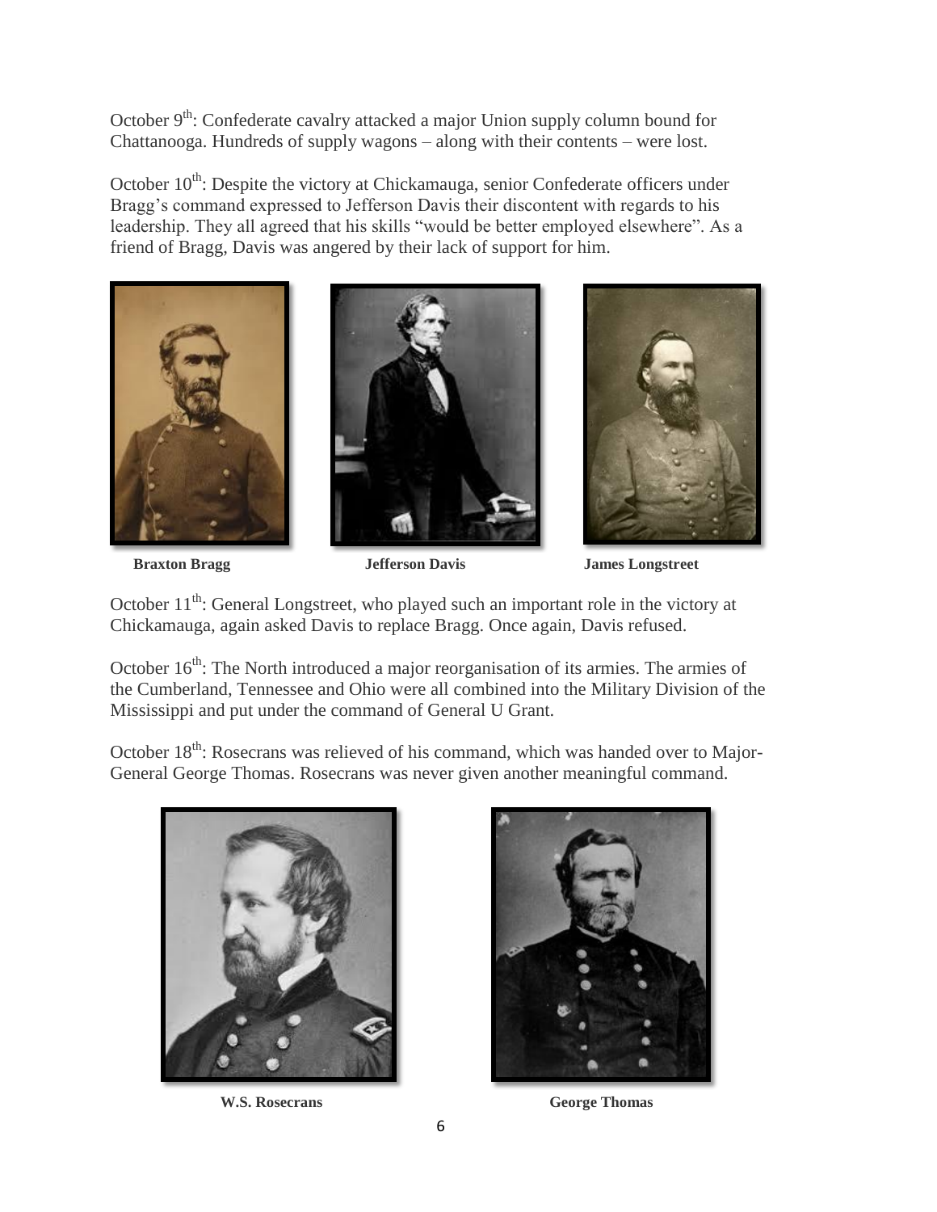October 9th: Confederate cavalry attacked a major Union supply column bound for Chattanooga. Hundreds of supply wagons – along with their contents – were lost.

October 10th: Despite the victory at Chickamauga, senior Confederate officers under Bragg's command expressed to Jefferson Davis their discontent with regards to his leadership. They all agreed that his skills "would be better employed elsewhere". As a friend of Bragg, Davis was angered by their lack of support for him.

**Braxton Bragg** **Jefferson Davis** **James Longstreet**

October 11th: General Longstreet, who played such an important role in the victory at Chickamauga, again asked Davis to replace Bragg. Once again, Davis refused.

October 16th: The North introduced a major reorganisation of its armies. The armies of the Cumberland, Tennessee and Ohio were all combined into the Military Division of the Mississippi and put under the command of General U Grant.

October 18th: Rosecrans was relieved of his command, which was handed over to Major-General George Thomas. Rosecrans was never given another meaningful command.

**W.S. Rosecrans** **George Thomas**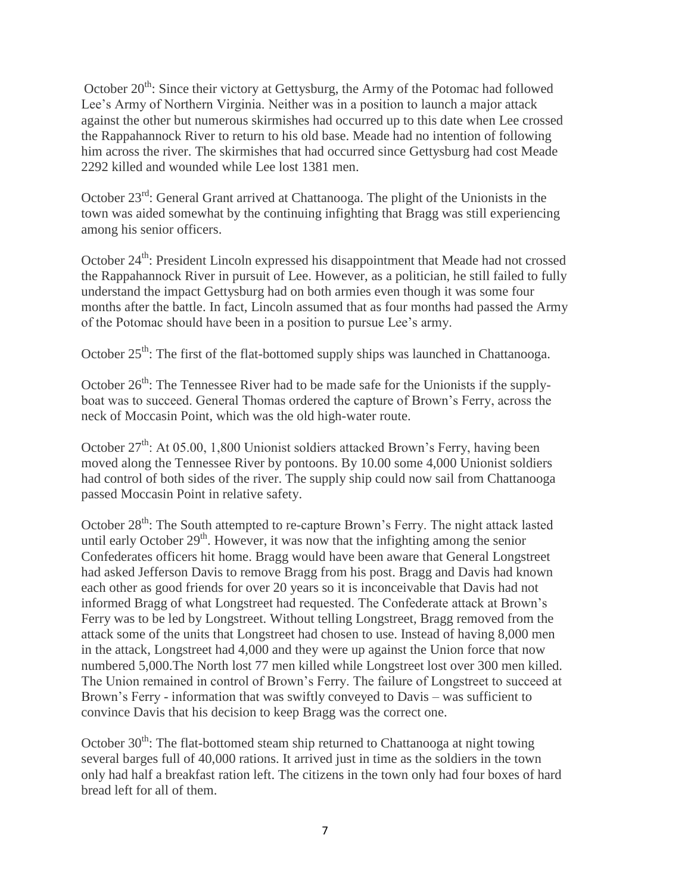October 20th: Since their victory at Gettysburg, the Army of the Potomac had followed Lee's Army of Northern Virginia. Neither was in a position to launch a major attack against the other but numerous skirmishes had occurred up to this date when Lee crossed the Rappahannock River to return to his old base. Meade had no intention of following him across the river. The skirmishes that had occurred since Gettysburg had cost Meade 2292 killed and wounded while Lee lost 1381 men.

October 23rd: General Grant arrived at Chattanooga. The plight of the Unionists in the town was aided somewhat by the continuing infighting that Bragg was still experiencing among his senior officers.

October 24th: President Lincoln expressed his disappointment that Meade had not crossed the Rappahannock River in pursuit of Lee. However, as a politician, he still failed to fully understand the impact Gettysburg had on both armies even though it was some four months after the battle. In fact, Lincoln assumed that as four months had passed the Army of the Potomac should have been in a position to pursue Lee's army.

October 25th: The first of the flat-bottomed supply ships was launched in Chattanooga.

October 26th: The Tennessee River had to be made safe for the Unionists if the supply-boat was to succeed. General Thomas ordered the capture of Brown's Ferry, across the neck of Moccasin Point, which was the old high-water route.

October 27th: At 05.00, 1,800 Unionist soldiers attacked Brown's Ferry, having been moved along the Tennessee River by pontoons. By 10.00 some 4,000 Unionist soldiers had control of both sides of the river. The supply ship could now sail from Chattanooga passed Moccasin Point in relative safety.

October 28th: The South attempted to re-capture Brown's Ferry. The night attack lasted until early October 29th. However, it was now that the infighting among the senior Confederates officers hit home. Bragg would have been aware that General Longstreet had asked Jefferson Davis to remove Bragg from his post. Bragg and Davis had known each other as good friends for over 20 years so it is inconceivable that Davis had not informed Bragg of what Longstreet had requested. The Confederate attack at Brown's Ferry was to be led by Longstreet. Without telling Longstreet, Bragg removed from the attack some of the units that Longstreet had chosen to use. Instead of having 8,000 men in the attack, Longstreet had 4,000 and they were up against the Union force that now numbered 5,000.The North lost 77 men killed while Longstreet lost over 300 men killed. The Union remained in control of Brown's Ferry. The failure of Longstreet to succeed at Brown's Ferry - information that was swiftly conveyed to Davis – was sufficient to convince Davis that his decision to keep Bragg was the correct one.

October 30th: The flat-bottomed steam ship returned to Chattanooga at night towing several barges full of 40,000 rations. It arrived just in time as the soldiers in the town only had half a breakfast ration left. The citizens in the town only had four boxes of hard bread left for all of them.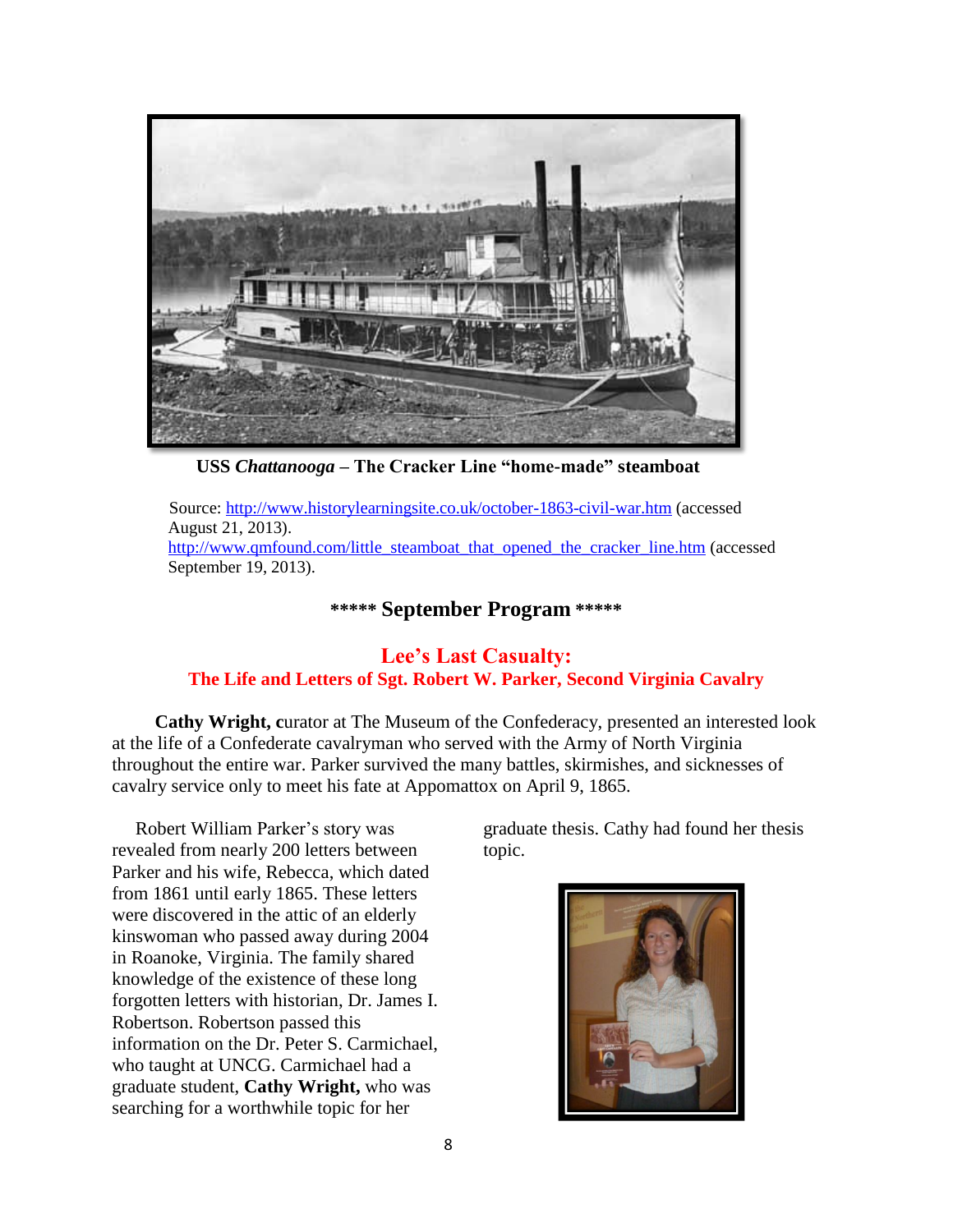**USS *Chattanooga* – The Cracker Line "home-made" steamboat**

Source: http://www.historylearningsite.co.uk/october-1863-civil-war.htm (accessed August 21, 2013).
http://www.qmfound.com/little_steamboat_that_opened_the_cracker_line.htm (accessed September 19, 2013).

## ***** September Program *****

## Lee's Last Casualty:
### The Life and Letters of Sgt. Robert W. Parker, Second Virginia Cavalry

**Cathy Wright, c**urator at The Museum of the Confederacy, presented an interested look at the life of a Confederate cavalryman who served with the Army of North Virginia throughout the entire war. Parker survived the many battles, skirmishes, and sicknesses of cavalry service only to meet his fate at Appomattox on April 9, 1865.

Robert William Parker's story was revealed from nearly 200 letters between Parker and his wife, Rebecca, which dated from 1861 until early 1865. These letters were discovered in the attic of an elderly kinswoman who passed away during 2004 in Roanoke, Virginia. The family shared knowledge of the existence of these long forgotten letters with historian, Dr. James I. Robertson. Robertson passed this information on the Dr. Peter S. Carmichael, who taught at UNCG. Carmichael had a graduate student, **Cathy Wright,** who was searching for a worthwhile topic for her graduate thesis. Cathy had found her thesis topic.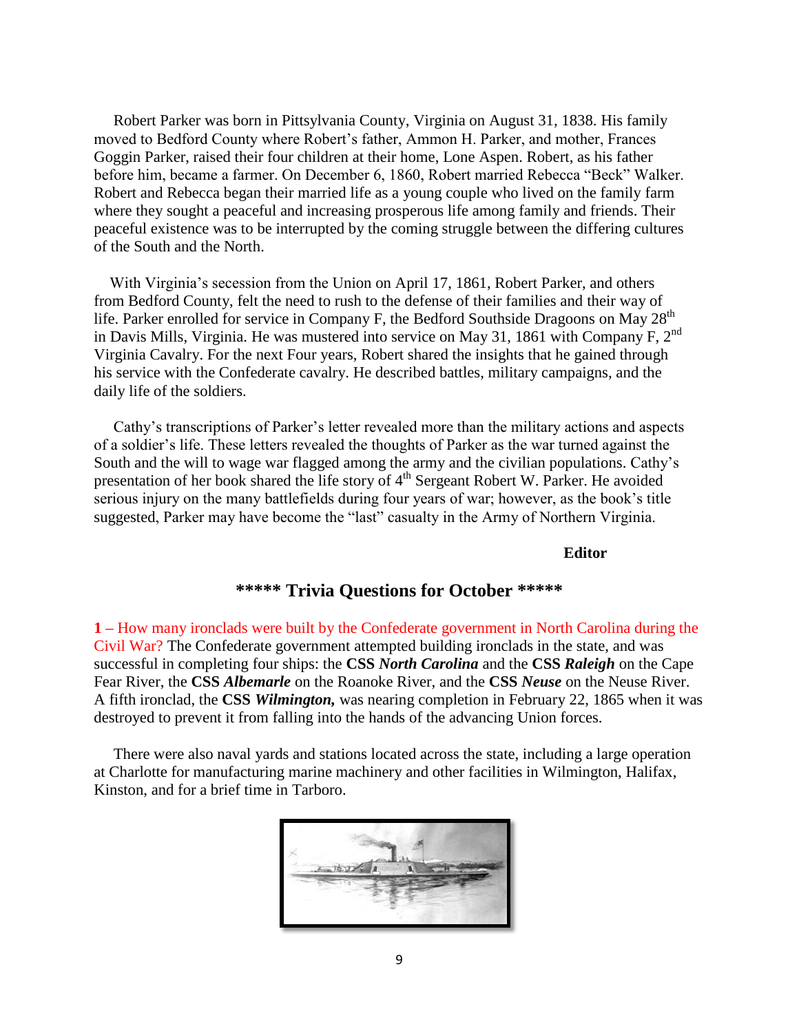Robert Parker was born in Pittsylvania County, Virginia on August 31, 1838. His family moved to Bedford County where Robert's father, Ammon H. Parker, and mother, Frances Goggin Parker, raised their four children at their home, Lone Aspen. Robert, as his father before him, became a farmer. On December 6, 1860, Robert married Rebecca "Beck" Walker. Robert and Rebecca began their married life as a young couple who lived on the family farm where they sought a peaceful and increasing prosperous life among family and friends. Their peaceful existence was to be interrupted by the coming struggle between the differing cultures of the South and the North.

With Virginia's secession from the Union on April 17, 1861, Robert Parker, and others from Bedford County, felt the need to rush to the defense of their families and their way of life. Parker enrolled for service in Company F, the Bedford Southside Dragoons on May 28th in Davis Mills, Virginia. He was mustered into service on May 31, 1861 with Company F, 2nd Virginia Cavalry. For the next Four years, Robert shared the insights that he gained through his service with the Confederate cavalry. He described battles, military campaigns, and the daily life of the soldiers.

Cathy's transcriptions of Parker's letter revealed more than the military actions and aspects of a soldier's life. These letters revealed the thoughts of Parker as the war turned against the South and the will to wage war flagged among the army and the civilian populations. Cathy's presentation of her book shared the life story of 4th Sergeant Robert W. Parker. He avoided serious injury on the many battlefields during four years of war; however, as the book's title suggested, Parker may have become the "last" casualty in the Army of Northern Virginia.

**Editor**

## ***** Trivia Questions for October *****

**1 –** How many ironclads were built by the Confederate government in North Carolina during the Civil War? The Confederate government attempted building ironclads in the state, and was successful in completing four ships: the **CSS *North Carolina*** and the **CSS *Raleigh*** on the Cape Fear River, the **CSS *Albemarle*** on the Roanoke River, and the **CSS *Neuse*** on the Neuse River. A fifth ironclad, the **CSS *Wilmington*,** was nearing completion in February 22, 1865 when it was destroyed to prevent it from falling into the hands of the advancing Union forces.

There were also naval yards and stations located across the state, including a large operation at Charlotte for manufacturing marine machinery and other facilities in Wilmington, Halifax, Kinston, and for a brief time in Tarboro.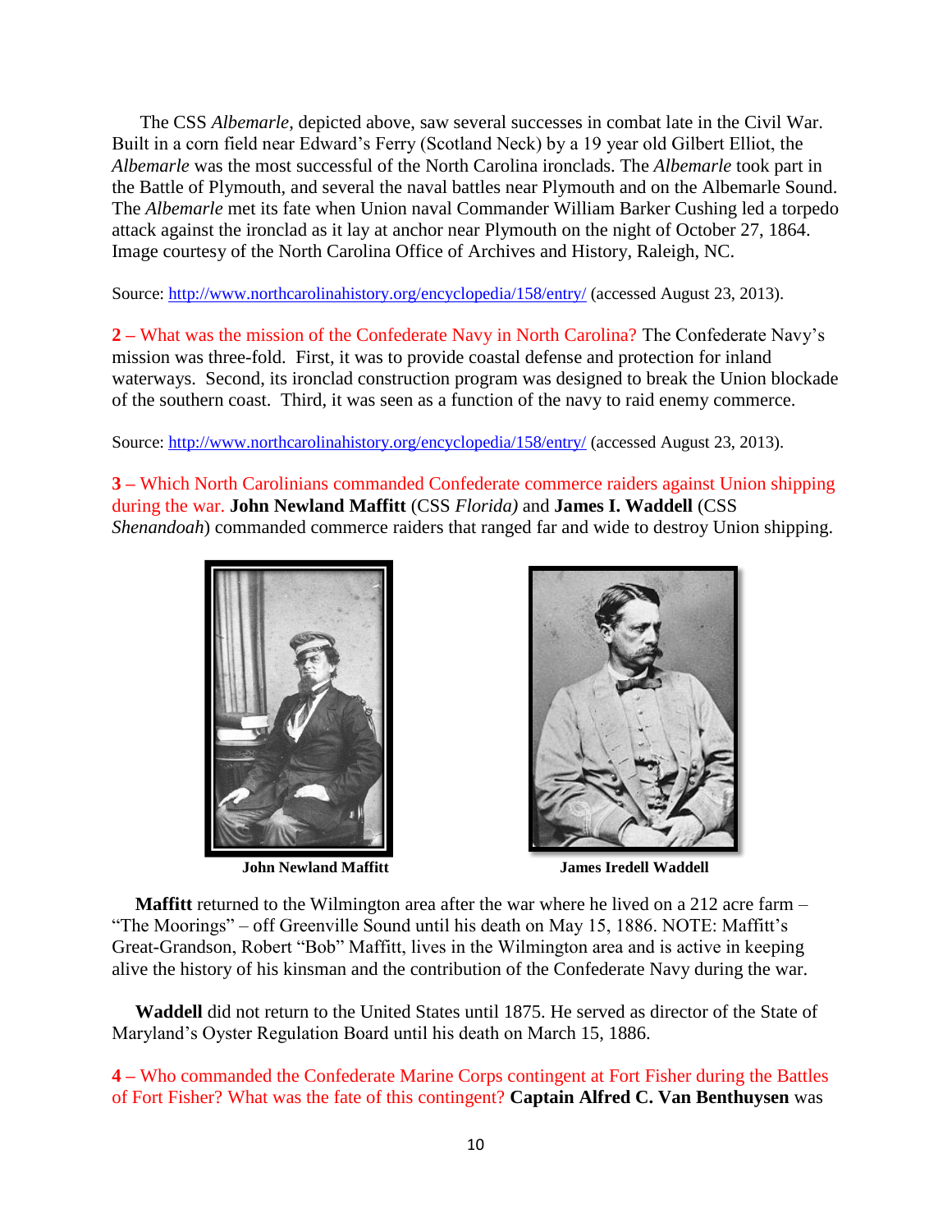The CSS *Albemarle*, depicted above, saw several successes in combat late in the Civil War. Built in a corn field near Edward's Ferry (Scotland Neck) by a 19 year old Gilbert Elliot, the *Albemarle* was the most successful of the North Carolina ironclads. The *Albemarle* took part in the Battle of Plymouth, and several the naval battles near Plymouth and on the Albemarle Sound. The *Albemarle* met its fate when Union naval Commander William Barker Cushing led a torpedo attack against the ironclad as it lay at anchor near Plymouth on the night of October 27, 1864. Image courtesy of the North Carolina Office of Archives and History, Raleigh, NC.

Source: http://www.northcarolinahistory.org/encyclopedia/158/entry/ (accessed August 23, 2013).

**2 –** What was the mission of the Confederate Navy in North Carolina? The Confederate Navy's mission was three-fold. First, it was to provide coastal defense and protection for inland waterways. Second, its ironclad construction program was designed to break the Union blockade of the southern coast. Third, it was seen as a function of the navy to raid enemy commerce.

Source: http://www.northcarolinahistory.org/encyclopedia/158/entry/ (accessed August 23, 2013).

**3 –** Which North Carolinians commanded Confederate commerce raiders against Union shipping during the war. **John Newland Maffitt** (CSS *Florida)* and **James I. Waddell** (CSS *Shenandoah*) commanded commerce raiders that ranged far and wide to destroy Union shipping.

**John Newland Maffitt**

**James Iredell Waddell**

**Maffitt** returned to the Wilmington area after the war where he lived on a 212 acre farm – "The Moorings" – off Greenville Sound until his death on May 15, 1886. NOTE: Maffitt's Great-Grandson, Robert "Bob" Maffitt, lives in the Wilmington area and is active in keeping alive the history of his kinsman and the contribution of the Confederate Navy during the war.

**Waddell** did not return to the United States until 1875. He served as director of the State of Maryland's Oyster Regulation Board until his death on March 15, 1886.

**4 –** Who commanded the Confederate Marine Corps contingent at Fort Fisher during the Battles of Fort Fisher? What was the fate of this contingent? **Captain Alfred C. Van Benthuysen** was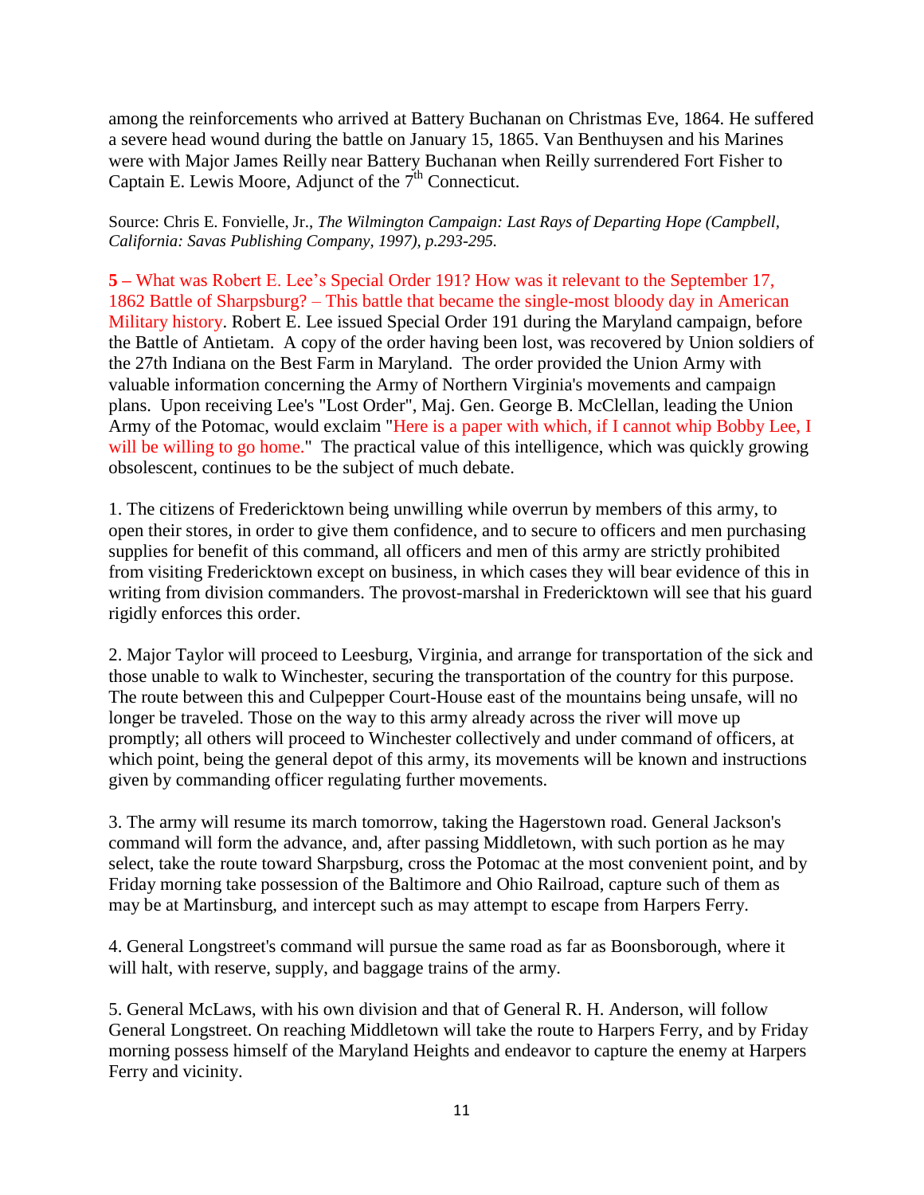among the reinforcements who arrived at Battery Buchanan on Christmas Eve, 1864. He suffered a severe head wound during the battle on January 15, 1865. Van Benthuysen and his Marines were with Major James Reilly near Battery Buchanan when Reilly surrendered Fort Fisher to Captain E. Lewis Moore, Adjunct of the 7th Connecticut.

Source: Chris E. Fonvielle, Jr., *The Wilmington Campaign: Last Rays of Departing Hope (Campbell, California: Savas Publishing Company, 1997), p.293-295.*

**5 –** What was Robert E. Lee's Special Order 191? How was it relevant to the September 17, 1862 Battle of Sharpsburg? – This battle that became the single-most bloody day in American Military history. Robert E. Lee issued Special Order 191 during the Maryland campaign, before the Battle of Antietam. A copy of the order having been lost, was recovered by Union soldiers of the 27th Indiana on the Best Farm in Maryland. The order provided the Union Army with valuable information concerning the Army of Northern Virginia's movements and campaign plans. Upon receiving Lee's "Lost Order", Maj. Gen. George B. McClellan, leading the Union Army of the Potomac, would exclaim "Here is a paper with which, if I cannot whip Bobby Lee, I will be willing to go home." The practical value of this intelligence, which was quickly growing obsolescent, continues to be the subject of much debate.

1. The citizens of Fredericktown being unwilling while overrun by members of this army, to open their stores, in order to give them confidence, and to secure to officers and men purchasing supplies for benefit of this command, all officers and men of this army are strictly prohibited from visiting Fredericktown except on business, in which cases they will bear evidence of this in writing from division commanders. The provost-marshal in Fredericktown will see that his guard rigidly enforces this order.

2. Major Taylor will proceed to Leesburg, Virginia, and arrange for transportation of the sick and those unable to walk to Winchester, securing the transportation of the country for this purpose. The route between this and Culpepper Court-House east of the mountains being unsafe, will no longer be traveled. Those on the way to this army already across the river will move up promptly; all others will proceed to Winchester collectively and under command of officers, at which point, being the general depot of this army, its movements will be known and instructions given by commanding officer regulating further movements.

3. The army will resume its march tomorrow, taking the Hagerstown road. General Jackson's command will form the advance, and, after passing Middletown, with such portion as he may select, take the route toward Sharpsburg, cross the Potomac at the most convenient point, and by Friday morning take possession of the Baltimore and Ohio Railroad, capture such of them as may be at Martinsburg, and intercept such as may attempt to escape from Harpers Ferry.

4. General Longstreet's command will pursue the same road as far as Boonsborough, where it will halt, with reserve, supply, and baggage trains of the army.

5. General McLaws, with his own division and that of General R. H. Anderson, will follow General Longstreet. On reaching Middletown will take the route to Harpers Ferry, and by Friday morning possess himself of the Maryland Heights and endeavor to capture the enemy at Harpers Ferry and vicinity.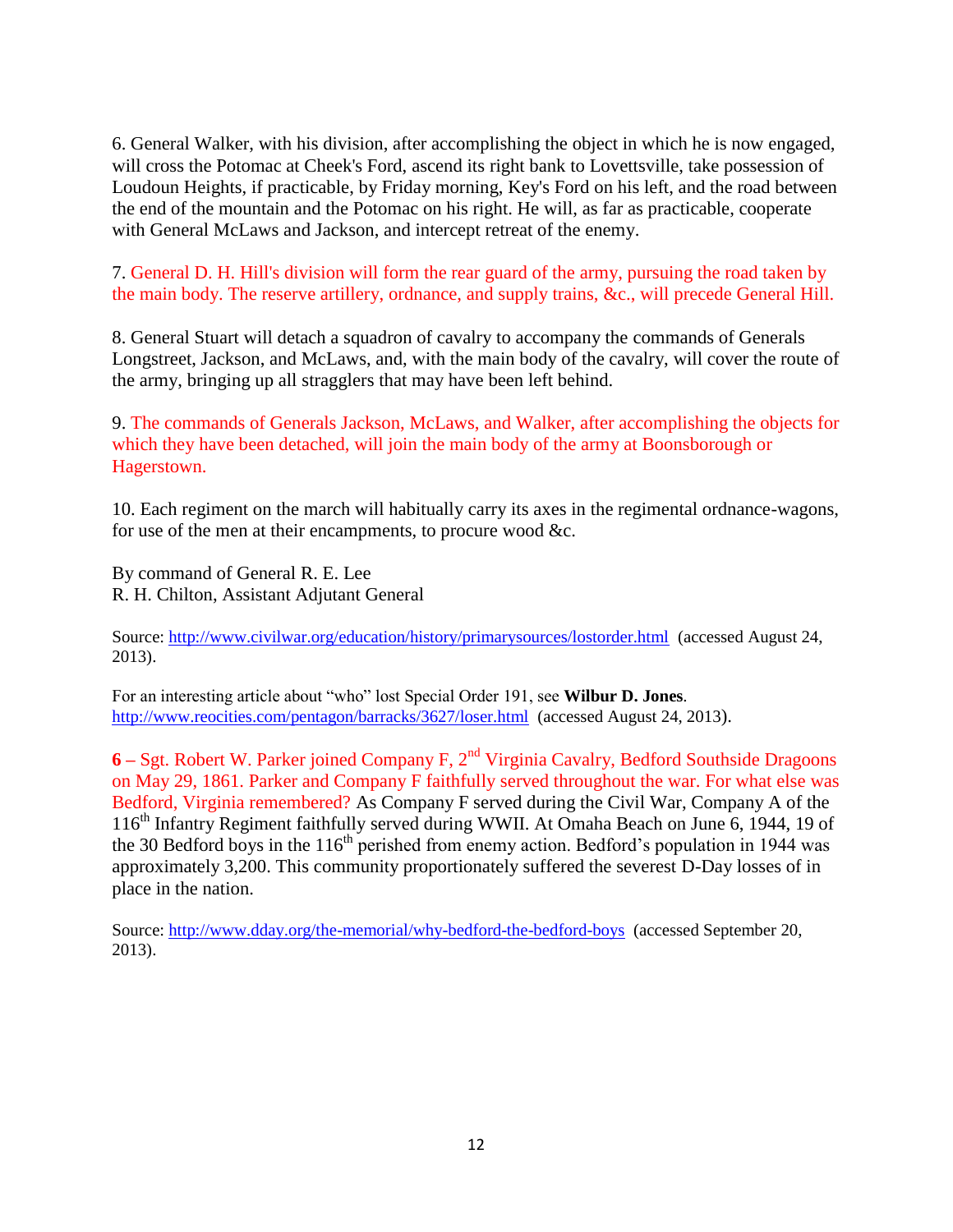6. General Walker, with his division, after accomplishing the object in which he is now engaged, will cross the Potomac at Cheek's Ford, ascend its right bank to Lovettsville, take possession of Loudoun Heights, if practicable, by Friday morning, Key's Ford on his left, and the road between the end of the mountain and the Potomac on his right. He will, as far as practicable, cooperate with General McLaws and Jackson, and intercept retreat of the enemy.

7. General D. H. Hill's division will form the rear guard of the army, pursuing the road taken by the main body. The reserve artillery, ordnance, and supply trains, &c., will precede General Hill.

8. General Stuart will detach a squadron of cavalry to accompany the commands of Generals Longstreet, Jackson, and McLaws, and, with the main body of the cavalry, will cover the route of the army, bringing up all stragglers that may have been left behind.

9. The commands of Generals Jackson, McLaws, and Walker, after accomplishing the objects for which they have been detached, will join the main body of the army at Boonsborough or Hagerstown.

10. Each regiment on the march will habitually carry its axes in the regimental ordnance-wagons, for use of the men at their encampments, to procure wood &c.

By command of General R. E. Lee
R. H. Chilton, Assistant Adjutant General

Source: http://www.civilwar.org/education/history/primarysources/lostorder.html (accessed August 24, 2013).

For an interesting article about "who" lost Special Order 191, see **Wilbur D. Jones**. http://www.reocities.com/pentagon/barracks/3627/loser.html (accessed August 24, 2013).

**6 –** Sgt. Robert W. Parker joined Company F, 2nd Virginia Cavalry, Bedford Southside Dragoons on May 29, 1861. Parker and Company F faithfully served throughout the war. For what else was Bedford, Virginia remembered? As Company F served during the Civil War, Company A of the 116th Infantry Regiment faithfully served during WWII. At Omaha Beach on June 6, 1944, 19 of the 30 Bedford boys in the 116th perished from enemy action. Bedford's population in 1944 was approximately 3,200. This community proportionately suffered the severest D-Day losses of in place in the nation.

Source: http://www.dday.org/the-memorial/why-bedford-the-bedford-boys (accessed September 20, 2013).